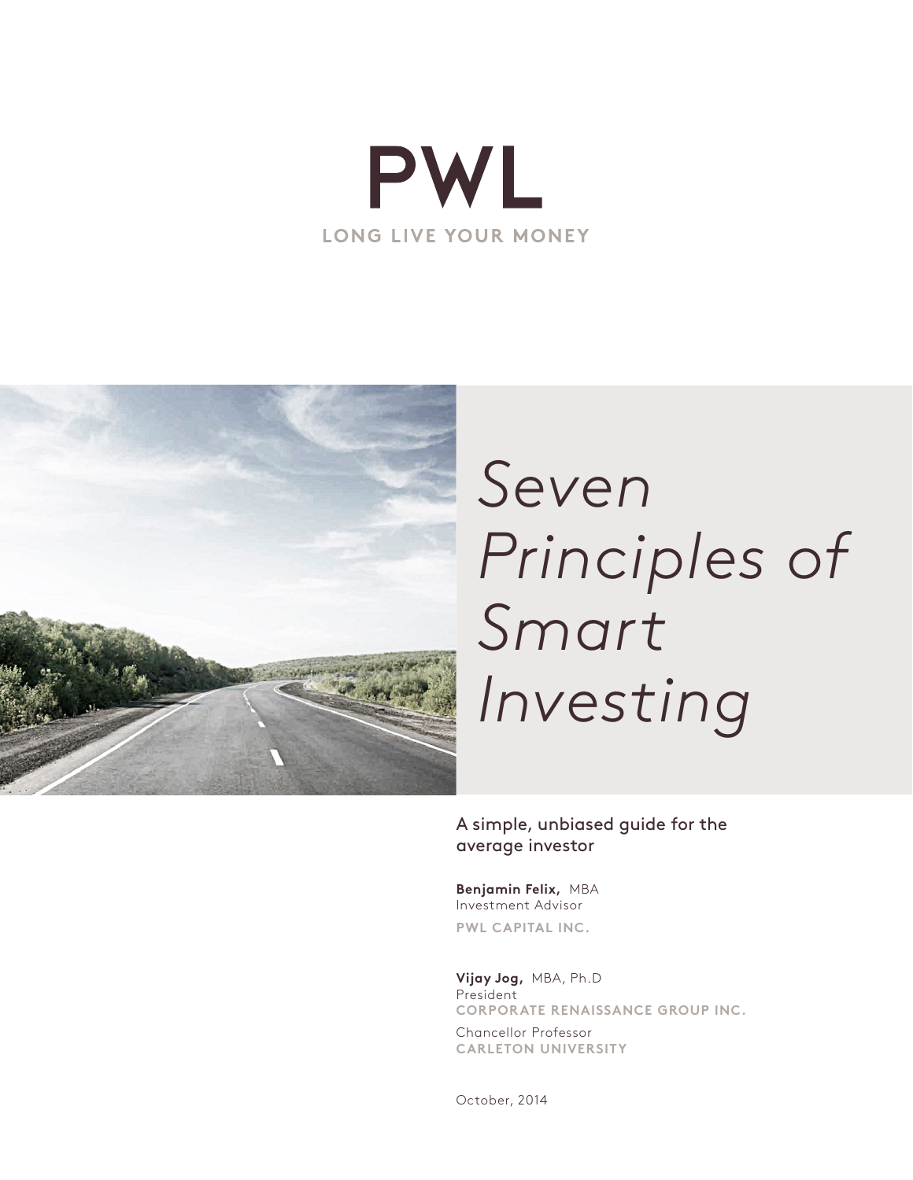PWL

LONG LIVE YOUR MONEY

# *Seven Principles of Smart Investing*

A simple, unbiased guide for the average investor

**Benjamin Felix,** MBA
Investment Advisor
PWL CAPITAL INC.

**Vijay Jog,** MBA, Ph.D
President
CORPORATE RENAISSANCE GROUP INC.

Chancellor Professor
CARLETON UNIVERSITY

October, 2014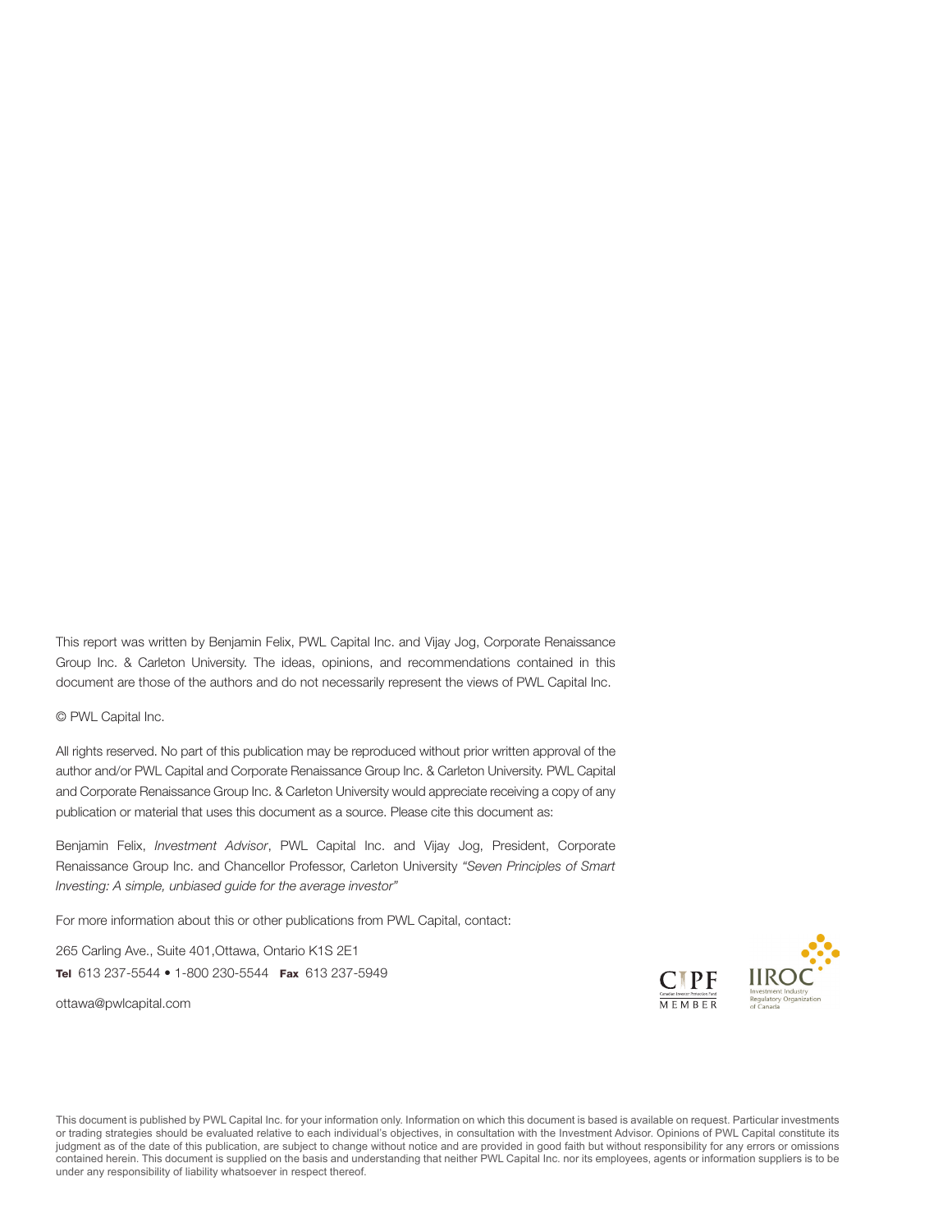This report was written by Benjamin Felix, PWL Capital Inc. and Vijay Jog, Corporate Renaissance Group Inc. & Carleton University. The ideas, opinions, and recommendations contained in this document are those of the authors and do not necessarily represent the views of PWL Capital Inc.

© PWL Capital Inc.

All rights reserved. No part of this publication may be reproduced without prior written approval of the author and/or PWL Capital and Corporate Renaissance Group Inc. & Carleton University. PWL Capital and Corporate Renaissance Group Inc. & Carleton University would appreciate receiving a copy of any publication or material that uses this document as a source. Please cite this document as:

Benjamin Felix, *Investment Advisor*, PWL Capital Inc. and Vijay Jog, President, Corporate Renaissance Group Inc. and Chancellor Professor, Carleton University *"Seven Principles of Smart Investing: A simple, unbiased guide for the average investor"*

For more information about this or other publications from PWL Capital, contact:

265 Carling Ave., Suite 401,Ottawa, Ontario K1S 2E1
**Tel** 613 237-5544 • 1-800 230-5544 **Fax** 613 237-5949

ottawa@pwlcapital.com

CIPF Canadian Investor Protection Fund MEMBER

IIROC Investment Industry Regulatory Organization of Canada

This document is published by PWL Capital Inc. for your information only. Information on which this document is based is available on request. Particular investments or trading strategies should be evaluated relative to each individual's objectives, in consultation with the Investment Advisor. Opinions of PWL Capital constitute its judgment as of the date of this publication, are subject to change without notice and are provided in good faith but without responsibility for any errors or omissions contained herein. This document is supplied on the basis and understanding that neither PWL Capital Inc. nor its employees, agents or information suppliers is to be under any responsibility of liability whatsoever in respect thereof.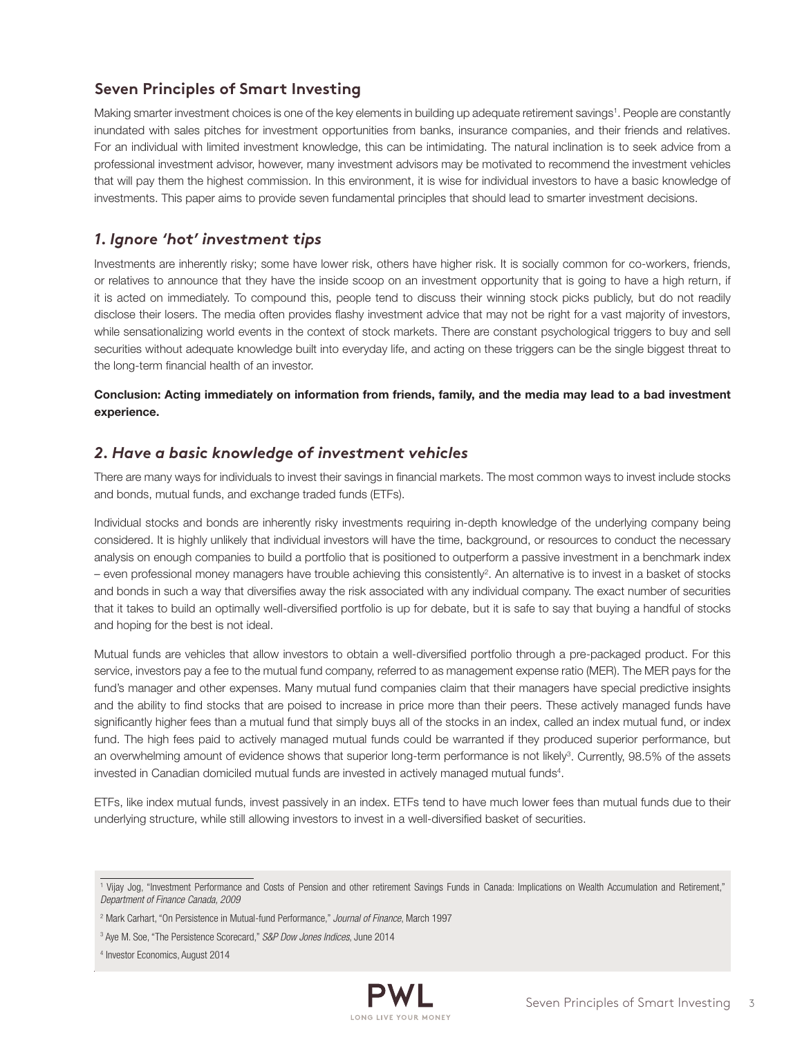## Seven Principles of Smart Investing

Making smarter investment choices is one of the key elements in building up adequate retirement savings[1]. People are constantly inundated with sales pitches for investment opportunities from banks, insurance companies, and their friends and relatives. For an individual with limited investment knowledge, this can be intimidating. The natural inclination is to seek advice from a professional investment advisor, however, many investment advisors may be motivated to recommend the investment vehicles that will pay them the highest commission. In this environment, it is wise for individual investors to have a basic knowledge of investments. This paper aims to provide seven fundamental principles that should lead to smarter investment decisions.

### *1. Ignore 'hot' investment tips*

Investments are inherently risky; some have lower risk, others have higher risk. It is socially common for co-workers, friends, or relatives to announce that they have the inside scoop on an investment opportunity that is going to have a high return, if it is acted on immediately. To compound this, people tend to discuss their winning stock picks publicly, but do not readily disclose their losers. The media often provides flashy investment advice that may not be right for a vast majority of investors, while sensationalizing world events in the context of stock markets. There are constant psychological triggers to buy and sell securities without adequate knowledge built into everyday life, and acting on these triggers can be the single biggest threat to the long-term financial health of an investor.

**Conclusion: Acting immediately on information from friends, family, and the media may lead to a bad investment experience.**

### *2. Have a basic knowledge of investment vehicles*

There are many ways for individuals to invest their savings in financial markets. The most common ways to invest include stocks and bonds, mutual funds, and exchange traded funds (ETFs).

Individual stocks and bonds are inherently risky investments requiring in-depth knowledge of the underlying company being considered. It is highly unlikely that individual investors will have the time, background, or resources to conduct the necessary analysis on enough companies to build a portfolio that is positioned to outperform a passive investment in a benchmark index – even professional money managers have trouble achieving this consistently[2]. An alternative is to invest in a basket of stocks and bonds in such a way that diversifies away the risk associated with any individual company. The exact number of securities that it takes to build an optimally well-diversified portfolio is up for debate, but it is safe to say that buying a handful of stocks and hoping for the best is not ideal.

Mutual funds are vehicles that allow investors to obtain a well-diversified portfolio through a pre-packaged product. For this service, investors pay a fee to the mutual fund company, referred to as management expense ratio (MER). The MER pays for the fund's manager and other expenses. Many mutual fund companies claim that their managers have special predictive insights and the ability to find stocks that are poised to increase in price more than their peers. These actively managed funds have significantly higher fees than a mutual fund that simply buys all of the stocks in an index, called an index mutual fund, or index fund. The high fees paid to actively managed mutual funds could be warranted if they produced superior performance, but an overwhelming amount of evidence shows that superior long-term performance is not likely[3]. Currently, 98.5% of the assets invested in Canadian domiciled mutual funds are invested in actively managed mutual funds[4].

ETFs, like index mutual funds, invest passively in an index. ETFs tend to have much lower fees than mutual funds due to their underlying structure, while still allowing investors to invest in a well-diversified basket of securities.

---

[1] Vijay Jog, "Investment Performance and Costs of Pension and other retirement Savings Funds in Canada: Implications on Wealth Accumulation and Retirement," *Department of Finance Canada, 2009*

[2] Mark Carhart, "On Persistence in Mutual-fund Performance," *Journal of Finance*, March 1997

[3] Aye M. Soe, "The Persistence Scorecard," *S&P Dow Jones Indices*, June 2014

[4] Investor Economics, August 2014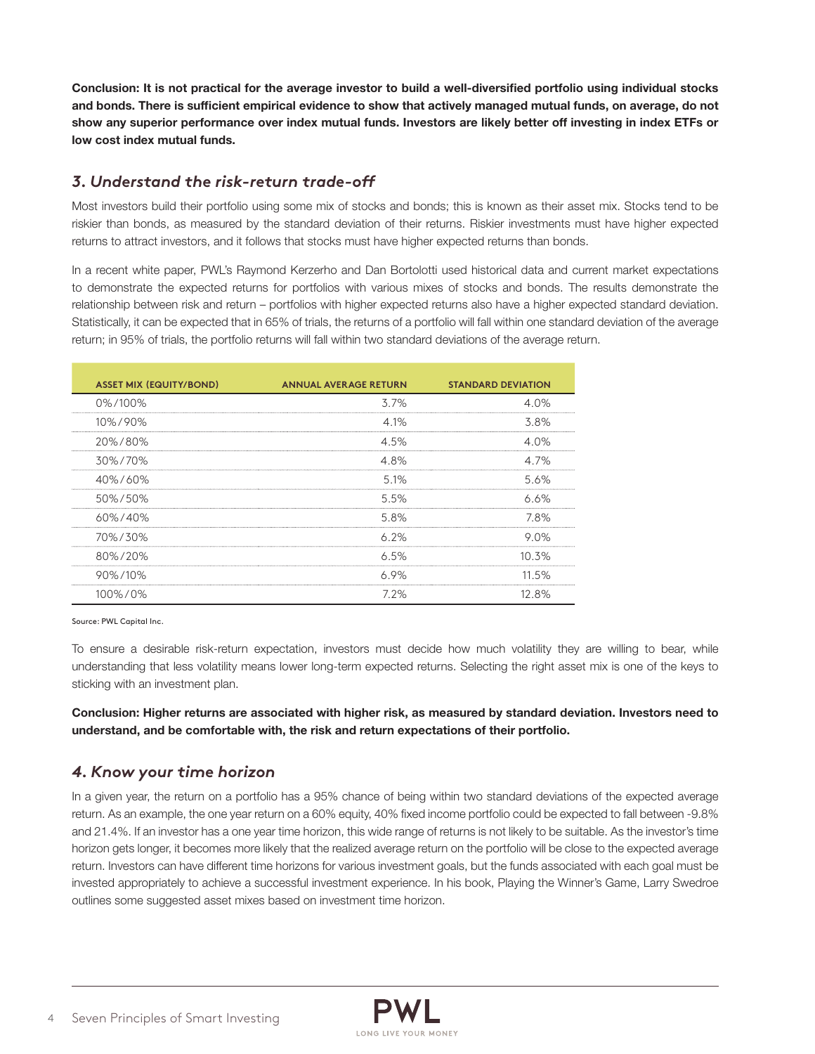**Conclusion: It is not practical for the average investor to build a well-diversified portfolio using individual stocks and bonds. There is sufficient empirical evidence to show that actively managed mutual funds, on average, do not show any superior performance over index mutual funds. Investors are likely better off investing in index ETFs or low cost index mutual funds.**

## *3. Understand the risk-return trade-off*

Most investors build their portfolio using some mix of stocks and bonds; this is known as their asset mix. Stocks tend to be riskier than bonds, as measured by the standard deviation of their returns. Riskier investments must have higher expected returns to attract investors, and it follows that stocks must have higher expected returns than bonds.

In a recent white paper, PWL's Raymond Kerzerho and Dan Bortolotti used historical data and current market expectations to demonstrate the expected returns for portfolios with various mixes of stocks and bonds. The results demonstrate the relationship between risk and return – portfolios with higher expected returns also have a higher expected standard deviation. Statistically, it can be expected that in 65% of trials, the returns of a portfolio will fall within one standard deviation of the average return; in 95% of trials, the portfolio returns will fall within two standard deviations of the average return.

| ASSET MIX (EQUITY/BOND) | ANNUAL AVERAGE RETURN | STANDARD DEVIATION |
|---|---|---|
| 0%/100% | 3.7% | 4.0% |
| 10%/90% | 4.1% | 3.8% |
| 20%/80% | 4.5% | 4.0% |
| 30%/70% | 4.8% | 4.7% |
| 40%/60% | 5.1% | 5.6% |
| 50%/50% | 5.5% | 6.6% |
| 60%/40% | 5.8% | 7.8% |
| 70%/30% | 6.2% | 9.0% |
| 80%/20% | 6.5% | 10.3% |
| 90%/10% | 6.9% | 11.5% |
| 100%/0% | 7.2% | 12.8% |

Source: PWL Capital Inc.

To ensure a desirable risk-return expectation, investors must decide how much volatility they are willing to bear, while understanding that less volatility means lower long-term expected returns. Selecting the right asset mix is one of the keys to sticking with an investment plan.

**Conclusion: Higher returns are associated with higher risk, as measured by standard deviation. Investors need to understand, and be comfortable with, the risk and return expectations of their portfolio.**

## *4. Know your time horizon*

In a given year, the return on a portfolio has a 95% chance of being within two standard deviations of the expected average return. As an example, the one year return on a 60% equity, 40% fixed income portfolio could be expected to fall between -9.8% and 21.4%. If an investor has a one year time horizon, this wide range of returns is not likely to be suitable. As the investor's time horizon gets longer, it becomes more likely that the realized average return on the portfolio will be close to the expected average return. Investors can have different time horizons for various investment goals, but the funds associated with each goal must be invested appropriately to achieve a successful investment experience. In his book, Playing the Winner's Game, Larry Swedroe outlines some suggested asset mixes based on investment time horizon.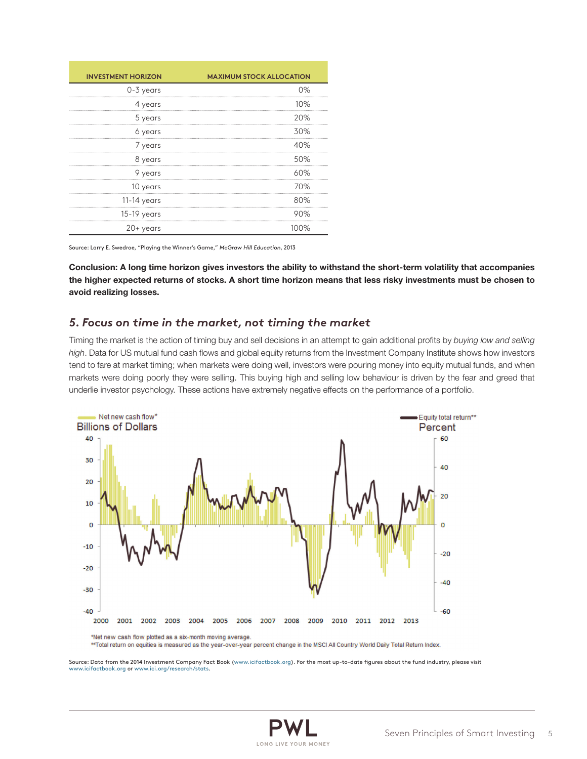| INVESTMENT HORIZON | MAXIMUM STOCK ALLOCATION |
|---|---|
| 0-3 years | 0% |
| 4 years | 10% |
| 5 years | 20% |
| 6 years | 30% |
| 7 years | 40% |
| 8 years | 50% |
| 9 years | 60% |
| 10 years | 70% |
| 11-14 years | 80% |
| 15-19 years | 90% |
| 20+ years | 100% |

Source: Larry E. Swedroe, "Playing the Winner's Game," *McGraw Hill Education*, 2013

**Conclusion: A long time horizon gives investors the ability to withstand the short-term volatility that accompanies the higher expected returns of stocks. A short time horizon means that less risky investments must be chosen to avoid realizing losses.**

## *5. Focus on time in the market, not timing the market*

Timing the market is the action of timing buy and sell decisions in an attempt to gain additional profits by *buying low and selling high*. Data for US mutual fund cash flows and global equity returns from the Investment Company Institute shows how investors tend to fare at market timing; when markets were doing well, investors were pouring money into equity mutual funds, and when markets were doing poorly they were selling. This buying high and selling low behaviour is driven by the fear and greed that underlie investor psychology. These actions have extremely negative effects on the performance of a portfolio.

Net new cash flow* — Billions of Dollars

Equity total return** — Percent

*Net new cash flow plotted as a six-month moving average.

**Total return on equities is measured as the year-over-year percent change in the MSCI All Country World Daily Total Return Index.

Source: Data from the 2014 Investment Company Fact Book (www.icifactbook.org). For the most up-to-date figures about the fund industry, please visit www.icifactbook.org or www.ici.org/research/stats.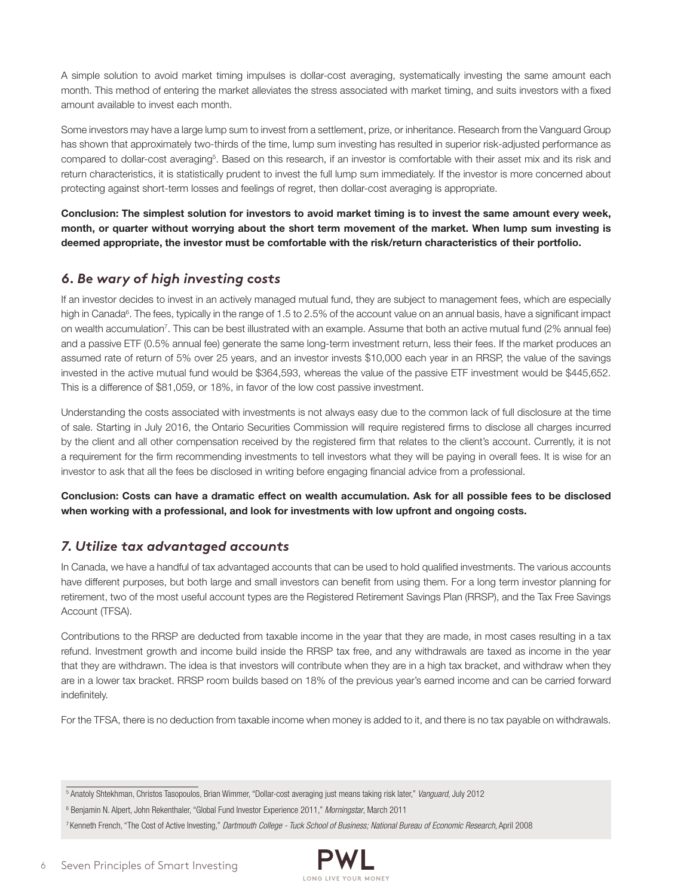A simple solution to avoid market timing impulses is dollar-cost averaging, systematically investing the same amount each month. This method of entering the market alleviates the stress associated with market timing, and suits investors with a fixed amount available to invest each month.

Some investors may have a large lump sum to invest from a settlement, prize, or inheritance. Research from the Vanguard Group has shown that approximately two-thirds of the time, lump sum investing has resulted in superior risk-adjusted performance as compared to dollar-cost averaging[5]. Based on this research, if an investor is comfortable with their asset mix and its risk and return characteristics, it is statistically prudent to invest the full lump sum immediately. If the investor is more concerned about protecting against short-term losses and feelings of regret, then dollar-cost averaging is appropriate.

**Conclusion: The simplest solution for investors to avoid market timing is to invest the same amount every week, month, or quarter without worrying about the short term movement of the market. When lump sum investing is deemed appropriate, the investor must be comfortable with the risk/return characteristics of their portfolio.**

## *6. Be wary of high investing costs*

If an investor decides to invest in an actively managed mutual fund, they are subject to management fees, which are especially high in Canada[6]. The fees, typically in the range of 1.5 to 2.5% of the account value on an annual basis, have a significant impact on wealth accumulation[7]. This can be best illustrated with an example. Assume that both an active mutual fund (2% annual fee) and a passive ETF (0.5% annual fee) generate the same long-term investment return, less their fees. If the market produces an assumed rate of return of 5% over 25 years, and an investor invests $10,000 each year in an RRSP, the value of the savings invested in the active mutual fund would be $364,593, whereas the value of the passive ETF investment would be $445,652. This is a difference of $81,059, or 18%, in favor of the low cost passive investment.

Understanding the costs associated with investments is not always easy due to the common lack of full disclosure at the time of sale. Starting in July 2016, the Ontario Securities Commission will require registered firms to disclose all charges incurred by the client and all other compensation received by the registered firm that relates to the client's account. Currently, it is not a requirement for the firm recommending investments to tell investors what they will be paying in overall fees. It is wise for an investor to ask that all the fees be disclosed in writing before engaging financial advice from a professional.

**Conclusion: Costs can have a dramatic effect on wealth accumulation. Ask for all possible fees to be disclosed when working with a professional, and look for investments with low upfront and ongoing costs.**

## *7. Utilize tax advantaged accounts*

In Canada, we have a handful of tax advantaged accounts that can be used to hold qualified investments. The various accounts have different purposes, but both large and small investors can benefit from using them. For a long term investor planning for retirement, two of the most useful account types are the Registered Retirement Savings Plan (RRSP), and the Tax Free Savings Account (TFSA).

Contributions to the RRSP are deducted from taxable income in the year that they are made, in most cases resulting in a tax refund. Investment growth and income build inside the RRSP tax free, and any withdrawals are taxed as income in the year that they are withdrawn. The idea is that investors will contribute when they are in a high tax bracket, and withdraw when they are in a lower tax bracket. RRSP room builds based on 18% of the previous year's earned income and can be carried forward indefinitely.

For the TFSA, there is no deduction from taxable income when money is added to it, and there is no tax payable on withdrawals.

---

[5] Anatoly Shtekhman, Christos Tasopoulos, Brian Wimmer, "Dollar-cost averaging just means taking risk later," *Vanguard*, July 2012

[6] Benjamin N. Alpert, John Rekenthaler, "Global Fund Investor Experience 2011," *Morningstar*, March 2011

[7] Kenneth French, "The Cost of Active Investing," *Dartmouth College - Tuck School of Business; National Bureau of Economic Research*, April 2008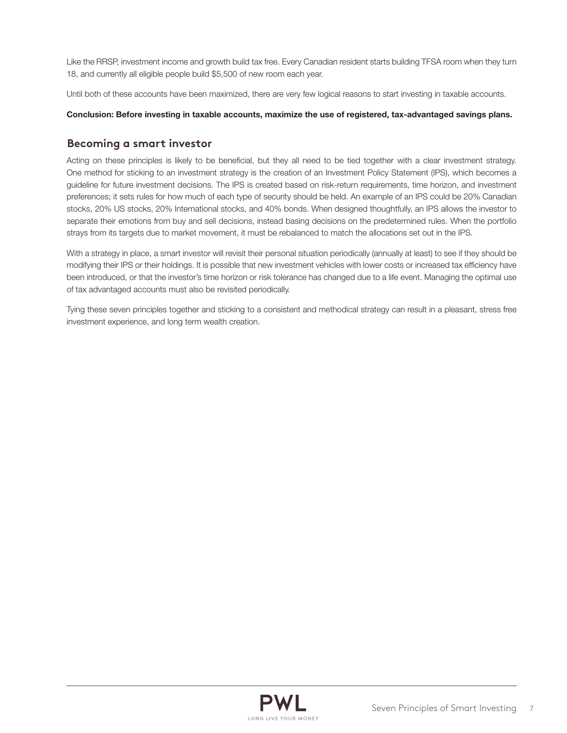Like the RRSP, investment income and growth build tax free. Every Canadian resident starts building TFSA room when they turn 18, and currently all eligible people build $5,500 of new room each year.

Until both of these accounts have been maximized, there are very few logical reasons to start investing in taxable accounts.

**Conclusion: Before investing in taxable accounts, maximize the use of registered, tax-advantaged savings plans.**

## Becoming a smart investor

Acting on these principles is likely to be beneficial, but they all need to be tied together with a clear investment strategy. One method for sticking to an investment strategy is the creation of an Investment Policy Statement (IPS), which becomes a guideline for future investment decisions. The IPS is created based on risk-return requirements, time horizon, and investment preferences; it sets rules for how much of each type of security should be held. An example of an IPS could be 20% Canadian stocks, 20% US stocks, 20% International stocks, and 40% bonds. When designed thoughtfully, an IPS allows the investor to separate their emotions from buy and sell decisions, instead basing decisions on the predetermined rules. When the portfolio strays from its targets due to market movement, it must be rebalanced to match the allocations set out in the IPS.

With a strategy in place, a smart investor will revisit their personal situation periodically (annually at least) to see if they should be modifying their IPS or their holdings. It is possible that new investment vehicles with lower costs or increased tax efficiency have been introduced, or that the investor's time horizon or risk tolerance has changed due to a life event. Managing the optimal use of tax advantaged accounts must also be revisited periodically.

Tying these seven principles together and sticking to a consistent and methodical strategy can result in a pleasant, stress free investment experience, and long term wealth creation.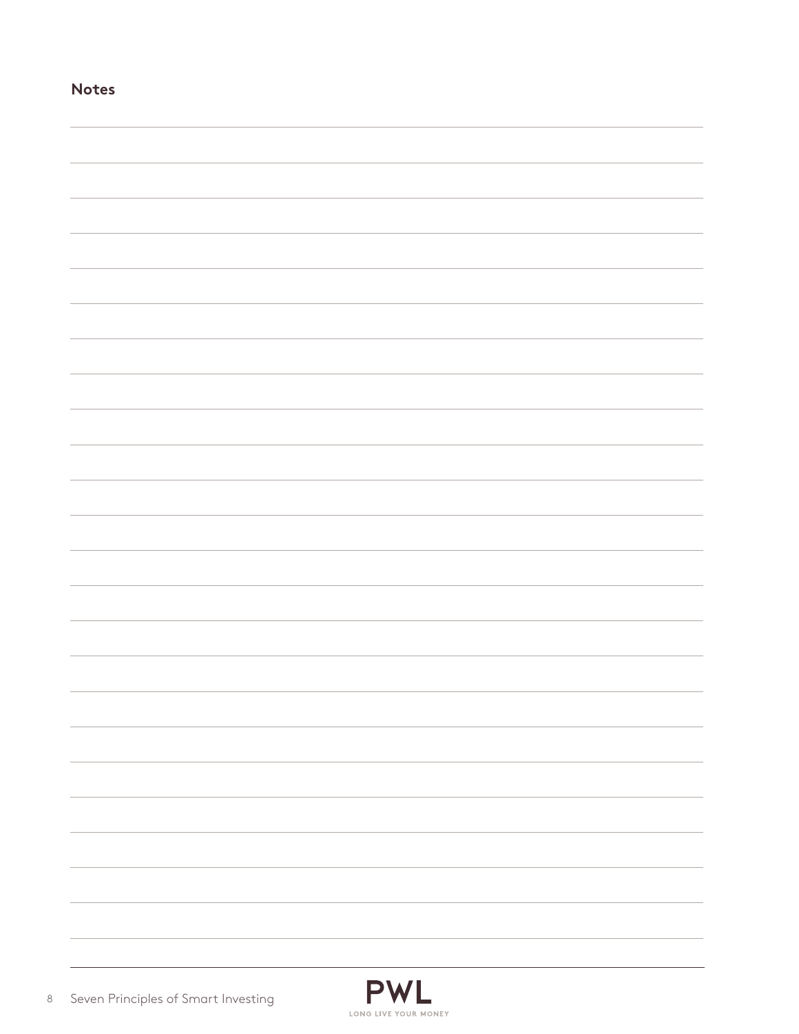## Notes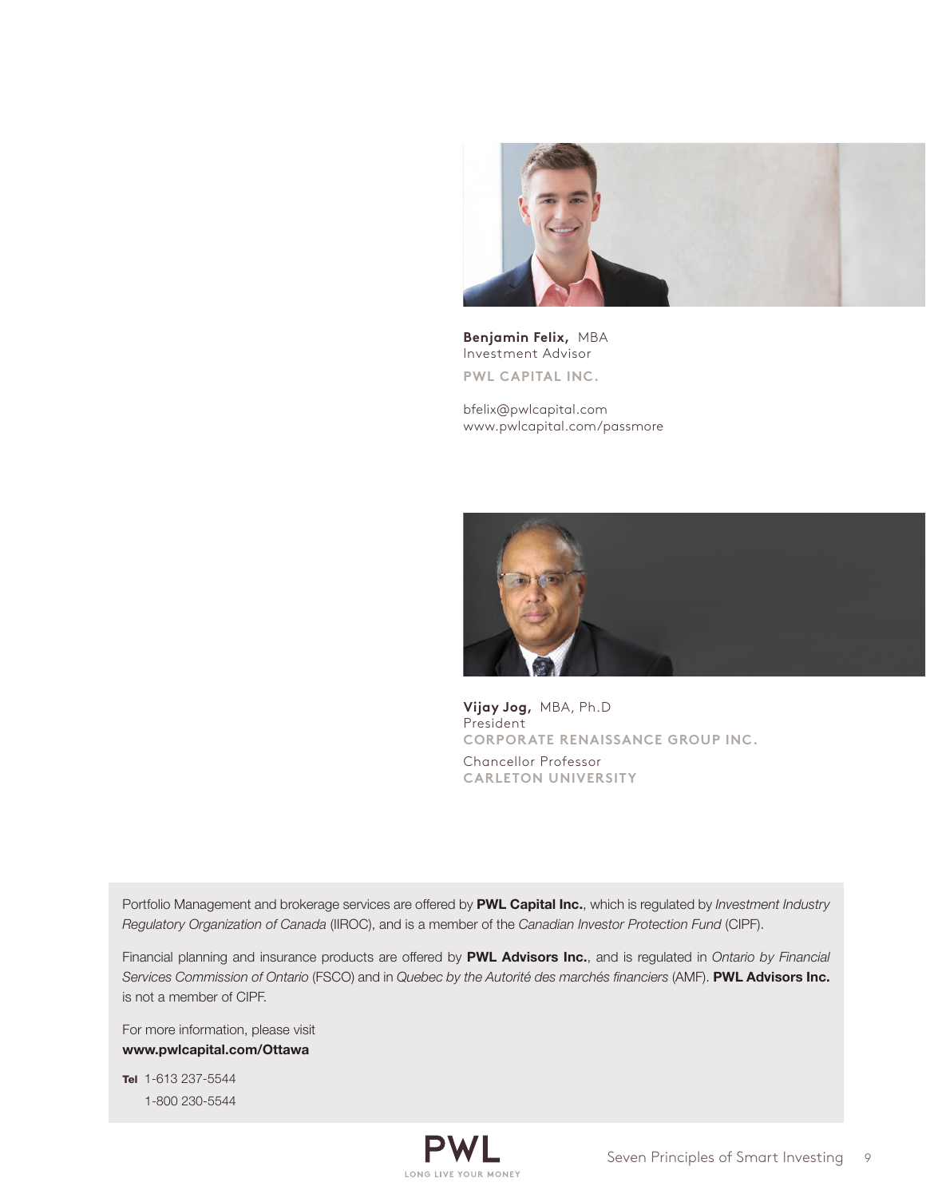**Benjamin Felix,** MBA
Investment Advisor

**PWL CAPITAL INC.**

bfelix@pwlcapital.com
www.pwlcapital.com/passmore

**Vijay Jog,** MBA, Ph.D
President

**CORPORATE RENAISSANCE GROUP INC.**

Chancellor Professor

**CARLETON UNIVERSITY**

Portfolio Management and brokerage services are offered by **PWL Capital Inc.**, which is regulated by *Investment Industry Regulatory Organization of Canada* (IIROC), and is a member of the *Canadian Investor Protection Fund* (CIPF).

Financial planning and insurance products are offered by **PWL Advisors Inc.**, and is regulated in *Ontario by Financial Services Commission of Ontario* (FSCO) and in *Quebec by the Autorité des marchés financiers* (AMF). **PWL Advisors Inc.** is not a member of CIPF.

For more information, please visit
**www.pwlcapital.com/Ottawa**

**Tel** 1-613 237-5544
1-800 230-5544

PWL
LONG LIVE YOUR MONEY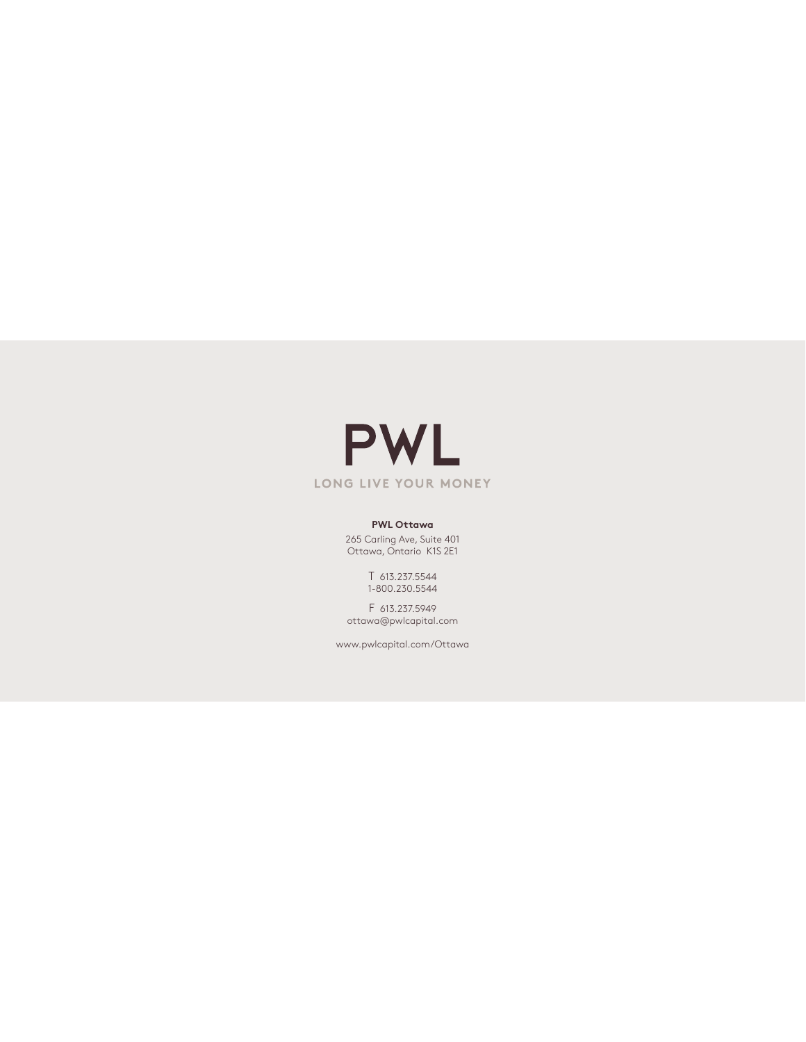PWL

LONG LIVE YOUR MONEY

**PWL Ottawa**

265 Carling Ave, Suite 401
Ottawa, Ontario K1S 2E1

T 613.237.5544
1-800.230.5544

F 613.237.5949
ottawa@pwlcapital.com

www.pwlcapital.com/Ottawa